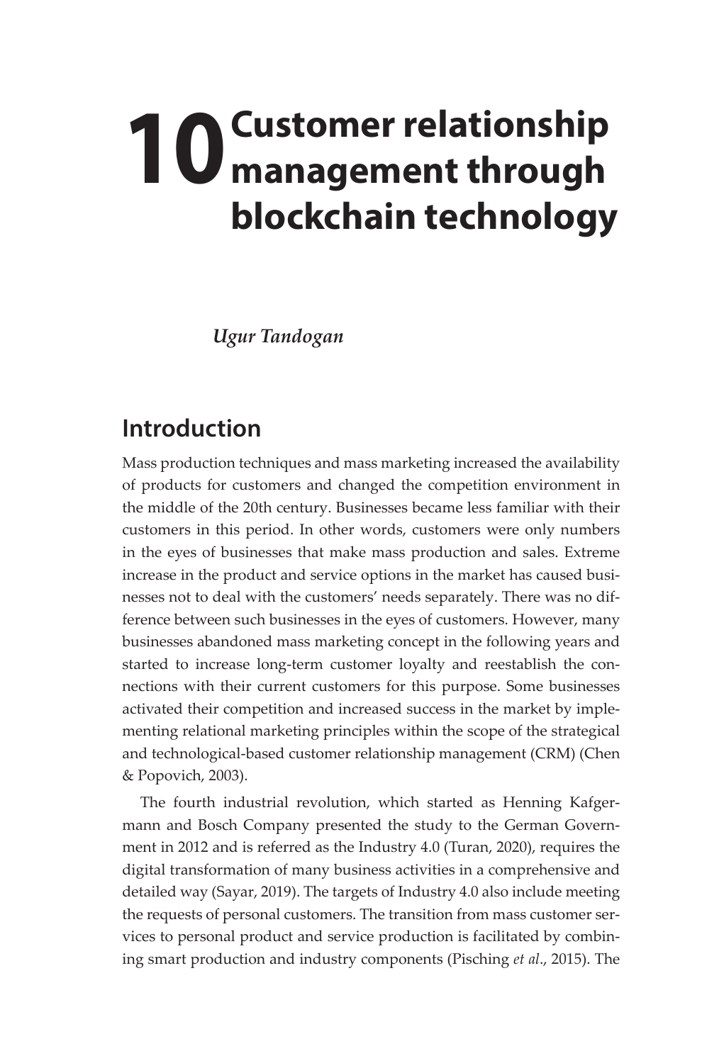# 10 Customer relationship management through blockchain technology

***Ugur Tandogan***

## Introduction

Mass production techniques and mass marketing increased the availability of products for customers and changed the competition environment in the middle of the 20th century. Businesses became less familiar with their customers in this period. In other words, customers were only numbers in the eyes of businesses that make mass production and sales. Extreme increase in the product and service options in the market has caused businesses not to deal with the customers' needs separately. There was no difference between such businesses in the eyes of customers. However, many businesses abandoned mass marketing concept in the following years and started to increase long-term customer loyalty and reestablish the connections with their current customers for this purpose. Some businesses activated their competition and increased success in the market by implementing relational marketing principles within the scope of the strategical and technological-based customer relationship management (CRM) (Chen & Popovich, 2003).

The fourth industrial revolution, which started as Henning Kafgermann and Bosch Company presented the study to the German Government in 2012 and is referred as the Industry 4.0 (Turan, 2020), requires the digital transformation of many business activities in a comprehensive and detailed way (Sayar, 2019). The targets of Industry 4.0 also include meeting the requests of personal customers. The transition from mass customer services to personal product and service production is facilitated by combining smart production and industry components (Pisching *et al*., 2015). The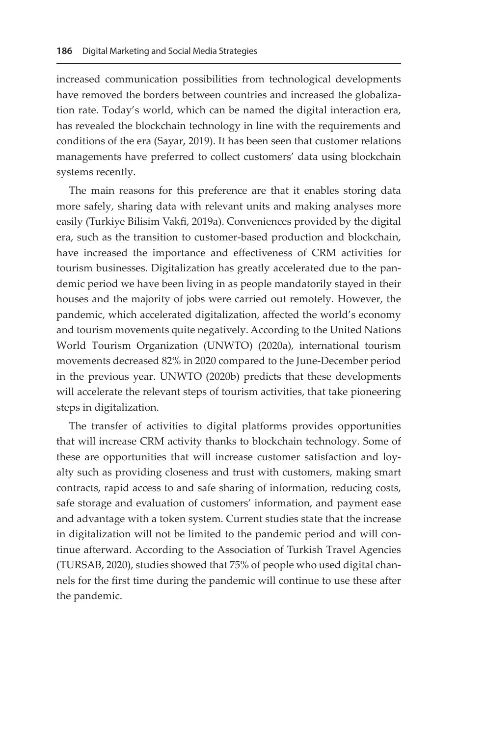increased communication possibilities from technological developments have removed the borders between countries and increased the globalization rate. Today's world, which can be named the digital interaction era, has revealed the blockchain technology in line with the requirements and conditions of the era (Sayar, 2019). It has been seen that customer relations managements have preferred to collect customers' data using blockchain systems recently.

The main reasons for this preference are that it enables storing data more safely, sharing data with relevant units and making analyses more easily (Turkiye Bilisim Vakfi, 2019a). Conveniences provided by the digital era, such as the transition to customer-based production and blockchain, have increased the importance and effectiveness of CRM activities for tourism businesses. Digitalization has greatly accelerated due to the pandemic period we have been living in as people mandatorily stayed in their houses and the majority of jobs were carried out remotely. However, the pandemic, which accelerated digitalization, affected the world's economy and tourism movements quite negatively. According to the United Nations World Tourism Organization (UNWTO) (2020a), international tourism movements decreased 82% in 2020 compared to the June-December period in the previous year. UNWTO (2020b) predicts that these developments will accelerate the relevant steps of tourism activities, that take pioneering steps in digitalization.

The transfer of activities to digital platforms provides opportunities that will increase CRM activity thanks to blockchain technology. Some of these are opportunities that will increase customer satisfaction and loyalty such as providing closeness and trust with customers, making smart contracts, rapid access to and safe sharing of information, reducing costs, safe storage and evaluation of customers' information, and payment ease and advantage with a token system. Current studies state that the increase in digitalization will not be limited to the pandemic period and will continue afterward. According to the Association of Turkish Travel Agencies (TURSAB, 2020), studies showed that 75% of people who used digital channels for the first time during the pandemic will continue to use these after the pandemic.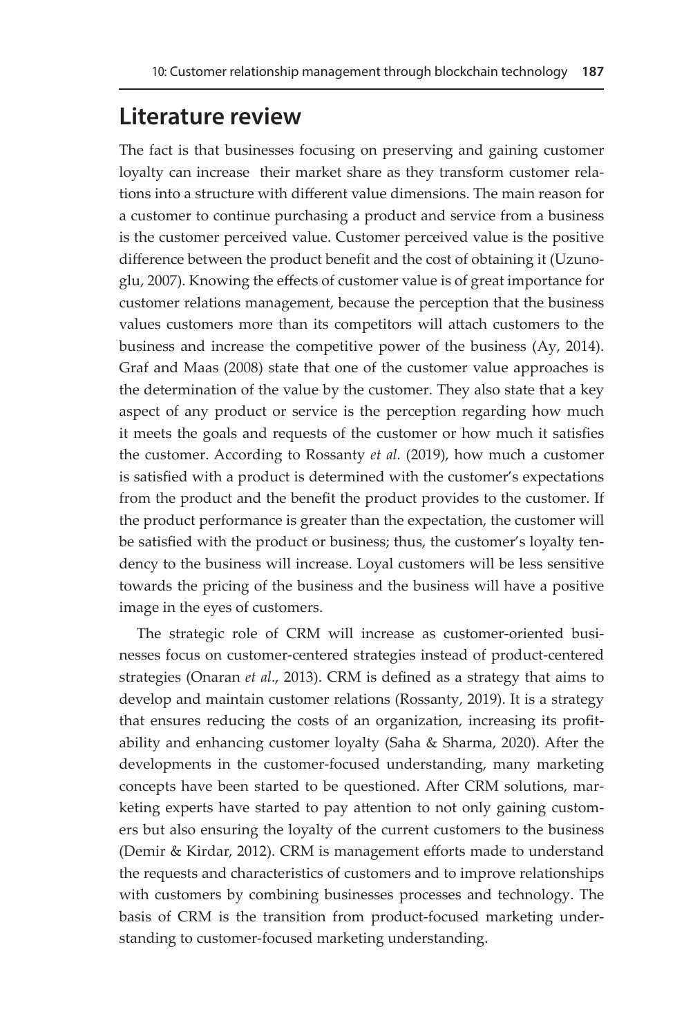## Literature review

The fact is that businesses focusing on preserving and gaining customer loyalty can increase their market share as they transform customer relations into a structure with different value dimensions. The main reason for a customer to continue purchasing a product and service from a business is the customer perceived value. Customer perceived value is the positive difference between the product benefit and the cost of obtaining it (Uzunoglu, 2007). Knowing the effects of customer value is of great importance for customer relations management, because the perception that the business values customers more than its competitors will attach customers to the business and increase the competitive power of the business (Ay, 2014). Graf and Maas (2008) state that one of the customer value approaches is the determination of the value by the customer. They also state that a key aspect of any product or service is the perception regarding how much it meets the goals and requests of the customer or how much it satisfies the customer. According to Rossanty *et al.* (2019), how much a customer is satisfied with a product is determined with the customer's expectations from the product and the benefit the product provides to the customer. If the product performance is greater than the expectation, the customer will be satisfied with the product or business; thus, the customer's loyalty tendency to the business will increase. Loyal customers will be less sensitive towards the pricing of the business and the business will have a positive image in the eyes of customers.

The strategic role of CRM will increase as customer-oriented businesses focus on customer-centered strategies instead of product-centered strategies (Onaran *et al*., 2013). CRM is defined as a strategy that aims to develop and maintain customer relations (Rossanty, 2019). It is a strategy that ensures reducing the costs of an organization, increasing its profitability and enhancing customer loyalty (Saha & Sharma, 2020). After the developments in the customer-focused understanding, many marketing concepts have been started to be questioned. After CRM solutions, marketing experts have started to pay attention to not only gaining customers but also ensuring the loyalty of the current customers to the business (Demir & Kirdar, 2012). CRM is management efforts made to understand the requests and characteristics of customers and to improve relationships with customers by combining businesses processes and technology. The basis of CRM is the transition from product-focused marketing understanding to customer-focused marketing understanding.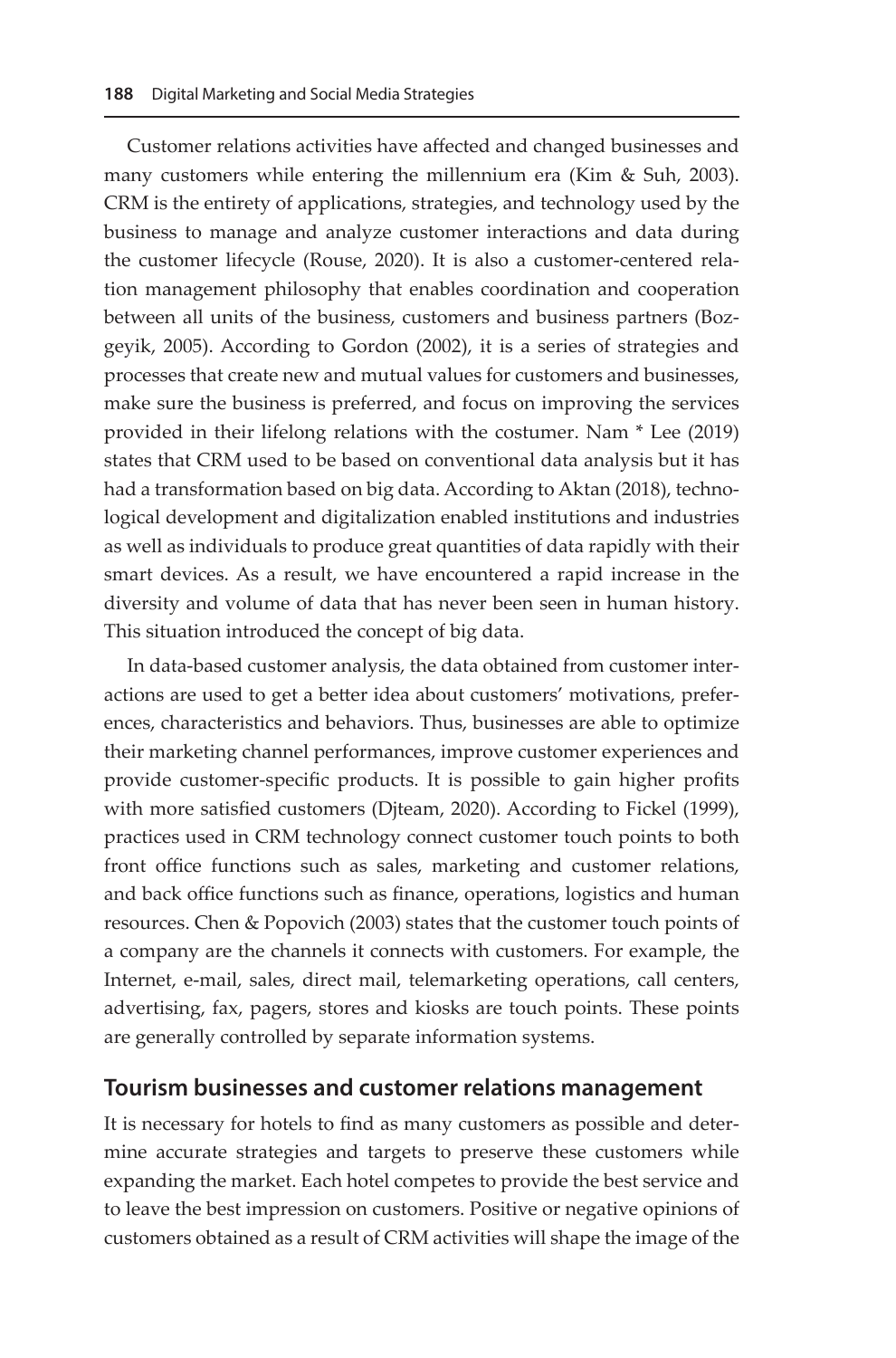Customer relations activities have affected and changed businesses and many customers while entering the millennium era (Kim & Suh, 2003). CRM is the entirety of applications, strategies, and technology used by the business to manage and analyze customer interactions and data during the customer lifecycle (Rouse, 2020). It is also a customer-centered relation management philosophy that enables coordination and cooperation between all units of the business, customers and business partners (Bozgeyik, 2005). According to Gordon (2002), it is a series of strategies and processes that create new and mutual values for customers and businesses, make sure the business is preferred, and focus on improving the services provided in their lifelong relations with the costumer. Nam * Lee (2019) states that CRM used to be based on conventional data analysis but it has had a transformation based on big data. According to Aktan (2018), technological development and digitalization enabled institutions and industries as well as individuals to produce great quantities of data rapidly with their smart devices. As a result, we have encountered a rapid increase in the diversity and volume of data that has never been seen in human history. This situation introduced the concept of big data.

In data-based customer analysis, the data obtained from customer interactions are used to get a better idea about customers' motivations, preferences, characteristics and behaviors. Thus, businesses are able to optimize their marketing channel performances, improve customer experiences and provide customer-specific products. It is possible to gain higher profits with more satisfied customers (Djteam, 2020). According to Fickel (1999), practices used in CRM technology connect customer touch points to both front office functions such as sales, marketing and customer relations, and back office functions such as finance, operations, logistics and human resources. Chen & Popovich (2003) states that the customer touch points of a company are the channels it connects with customers. For example, the Internet, e-mail, sales, direct mail, telemarketing operations, call centers, advertising, fax, pagers, stores and kiosks are touch points. These points are generally controlled by separate information systems.

## Tourism businesses and customer relations management

It is necessary for hotels to find as many customers as possible and determine accurate strategies and targets to preserve these customers while expanding the market. Each hotel competes to provide the best service and to leave the best impression on customers. Positive or negative opinions of customers obtained as a result of CRM activities will shape the image of the